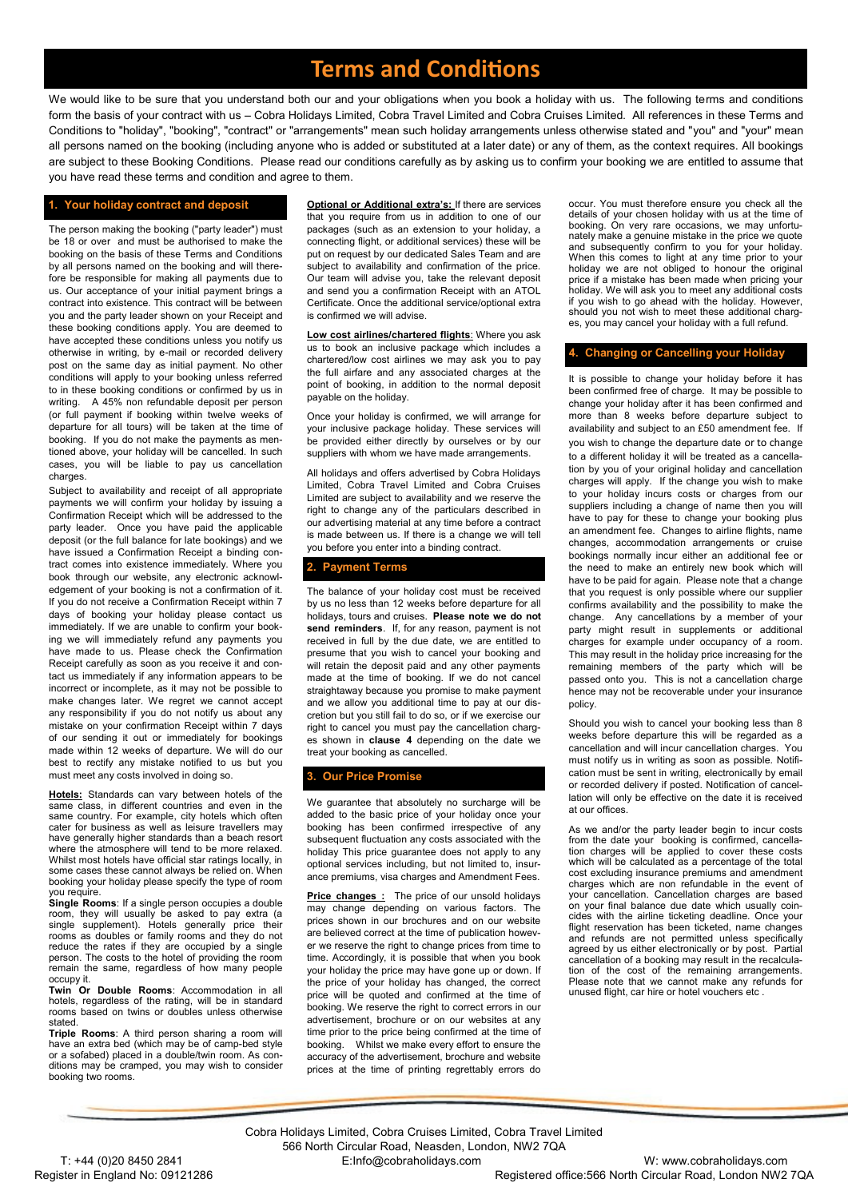# Terms and Conditions

We would like to be sure that you understand both our and your obligations when you book a holiday with us. The following terms and conditions form the basis of your contract with us – Cobra Holidays Limited, Cobra Travel Limited and Cobra Cruises Limited. All references in these Terms and Conditions to "holiday", "booking", "contract" or "arrangements" mean such holiday arrangements unless otherwise stated and "you" and "your" mean all persons named on the booking (including anyone who is added or substituted at a later date) or any of them, as the context requires. All bookings are subject to these Booking Conditions. Please read our conditions carefully as by asking us to confirm your booking we are entitled to assume that you have read these terms and condition and agree to them.

## 1. Your holiday contract and deposit

The person making the booking ("party leader") must be 18 or over and must be authorised to make the booking on the basis of these Terms and Conditions by all persons named on the booking and will therefore be responsible for making all payments due to us. Our acceptance of your initial payment brings a contract into existence. This contract will be between you and the party leader shown on your Receipt and these booking conditions apply. You are deemed to have accepted these conditions unless you notify us otherwise in writing, by e-mail or recorded delivery post on the same day as initial payment. No other conditions will apply to your booking unless referred to in these booking conditions or confirmed by us in writing. A 45% non refundable deposit per person (or full payment if booking within twelve weeks of departure for all tours) will be taken at the time of booking. If you do not make the payments as mentioned above, your holiday will be cancelled. In such cases, you will be liable to pay us cancellation charges.

Subject to availability and receipt of all appropriate payments we will confirm your holiday by issuing a Confirmation Receipt which will be addressed to the party leader. Once you have paid the applicable deposit (or the full balance for late bookings) and we have issued a Confirmation Receipt a binding contract comes into existence immediately. Where you book through our website, any electronic acknowledgement of your booking is not a confirmation of it. If you do not receive a Confirmation Receipt within 7 days of booking your holiday please contact us immediately. If we are unable to confirm your booking we will immediately refund any payments you have made to us. Please check the Confirmation Receipt carefully as soon as you receive it and contact us immediately if any information appears to be incorrect or incomplete, as it may not be possible to make changes later. We regret we cannot accept any responsibility if you do not notify us about any mistake on your confirmation Receipt within 7 days of our sending it out or immediately for bookings made within 12 weeks of departure. We will do our best to rectify any mistake notified to us but you must meet any costs involved in doing so.

**Hotels:** Standards can vary between hotels of the same class, in different countries and even in the same country. For example, city hotels which often cater for business as well as leisure travellers may have generally higher standards than a beach resort where the atmosphere will tend to be more relaxed. Whilst most hotels have official star ratings locally, in some cases these cannot always be relied on. When booking your holiday please specify the type of room you require.

**Single Rooms**: If a single person occupies a double room, they will usually be asked to pay extra (a single supplement). Hotels generally price their rooms as doubles or family rooms and they do not reduce the rates if they are occupied by a single person. The costs to the hotel of providing the room remain the same, regardless of how many people occupy it.

**Twin Or Double Rooms**: Accommodation in all hotels, regardless of the rating, will be in standard rooms based on twins or doubles unless otherwise stated.

**Triple Rooms**: A third person sharing a room will have an extra bed (which may be of camp-bed style or a sofabed) placed in a double/twin room. As conditions may be cramped, you may wish to consider booking two rooms.

**Optional or Additional extra's:** If there are services that you require from us in addition to one of our packages (such as an extension to your holiday, a connecting flight, or additional services) these will be put on request by our dedicated Sales Team and are subject to availability and confirmation of the price. Our team will advise you, take the relevant deposit and send you a confirmation Receipt with an ATOL Certificate. Once the additional service/optional extra is confirmed we will advise.

**Low cost airlines/chartered flights**: Where you ask us to book an inclusive package which includes a chartered/low cost airlines we may ask you to pay the full airfare and any associated charges at the point of booking, in addition to the normal deposit payable on the holiday.

Once your holiday is confirmed, we will arrange for your inclusive package holiday. These services will be provided either directly by ourselves or by our suppliers with whom we have made arrangements.

All holidays and offers advertised by Cobra Holidays Limited, Cobra Travel Limited and Cobra Cruises Limited are subject to availability and we reserve the right to change any of the particulars described in our advertising material at any time before a contract is made between us. If there is a change we will tell you before you enter into a binding contract.

## 2. Payment Terms

The balance of your holiday cost must be received by us no less than 12 weeks before departure for all holidays, tours and cruises. **Please note we do not send reminders**. If, for any reason, payment is not received in full by the due date, we are entitled to presume that you wish to cancel your booking and will retain the deposit paid and any other payments made at the time of booking. If we do not cancel straightaway because you promise to make payment and we allow you additional time to pay at our discretion but you still fail to do so, or if we exercise our right to cancel you must pay the cancellation charges shown in **clause 4** depending on the date we treat your booking as cancelled.

## 3. Our Price Promise

We guarantee that absolutely no surcharge will be added to the basic price of your holiday once your booking has been confirmed irrespective of any subsequent fluctuation any costs associated with the holiday This price guarantee does not apply to any optional services including, but not limited to, insurance premiums, visa charges and Amendment Fees.

**Price changes :** The price of our unsold holidays may change depending on various factors. The prices shown in our brochures and on our website are believed correct at the time of publication however we reserve the right to change prices from time to time. Accordingly, it is possible that when you book your holiday the price may have gone up or down. If the price of your holiday has changed, the correct price will be quoted and confirmed at the time of booking. We reserve the right to correct errors in our advertisement, brochure or on our websites at any time prior to the price being confirmed at the time of booking. Whilst we make every effort to ensure the accuracy of the advertisement, brochure and website prices at the time of printing regrettably errors do occur. You must therefore ensure you check all the details of your chosen holiday with us at the time of booking. On very rare occasions, we may unfortunately make a genuine mistake in the price we quote and subsequently confirm to you for your holiday. When this comes to light at any time prior to your holiday we are not obliged to honour the original price if a mistake has been made when pricing your holiday. We will ask you to meet any additional costs if you wish to go ahead with the holiday. However, should you not wish to meet these additional charges, you may cancel your holiday with a full refund.

## 4. Changing or Cancelling your Holiday

It is possible to change your holiday before it has been confirmed free of charge. It may be possible to change your holiday after it has been confirmed and more than 8 weeks before departure subject to availability and subject to an £50 amendment fee. If you wish to change the departure date or to change to a different holiday it will be treated as a cancellation by you of your original holiday and cancellation charges will apply. If the change you wish to make to your holiday incurs costs or charges from our suppliers including a change of name then you will have to pay for these to change your booking plus an amendment fee. Changes to airline flights, name changes, accommodation arrangements or cruise bookings normally incur either an additional fee or the need to make an entirely new book which will have to be paid for again. Please note that a change that you request is only possible where our supplier confirms availability and the possibility to make the change. Any cancellations by a member of your party might result in supplements or additional charges for example under occupancy of a room. This may result in the holiday price increasing for the remaining members of the party which will be passed onto you. This is not a cancellation charge hence may not be recoverable under your insurance policy.

Should you wish to cancel your booking less than 8 weeks before departure this will be regarded as a cancellation and will incur cancellation charges. You must notify us in writing as soon as possible. Notification must be sent in writing, electronically by email or recorded delivery if posted. Notification of cancellation will only be effective on the date it is received at our offices.

As we and/or the party leader begin to incur costs from the date your booking is confirmed, cancellation charges will be applied to cover these costs which will be calculated as a percentage of the total cost excluding insurance premiums and amendment charges which are non refundable in the event of your cancellation. Cancellation charges are based on your final balance due date which usually coincides with the airline ticketing deadline. Once your flight reservation has been ticketed, name changes and refunds are not permitted unless specifically agreed by us either electronically or by post. Partial cancellation of a booking may result in the recalculation of the cost of the remaining arrangements. Please note that we cannot make any refunds for unused flight, car hire or hotel vouchers etc .

Cobra Holidays Limited, Cobra Cruises Limited, Cobra Travel Limited
566 North Circular Road, Neasden, London, NW2 7QA
T: +44 (0)20 8450 2841 E:Info@cobraholidays.com W: www.cobraholidays.com
Register in England No: 09121266 Registered office:566 North Circular Road, London NW2 7QA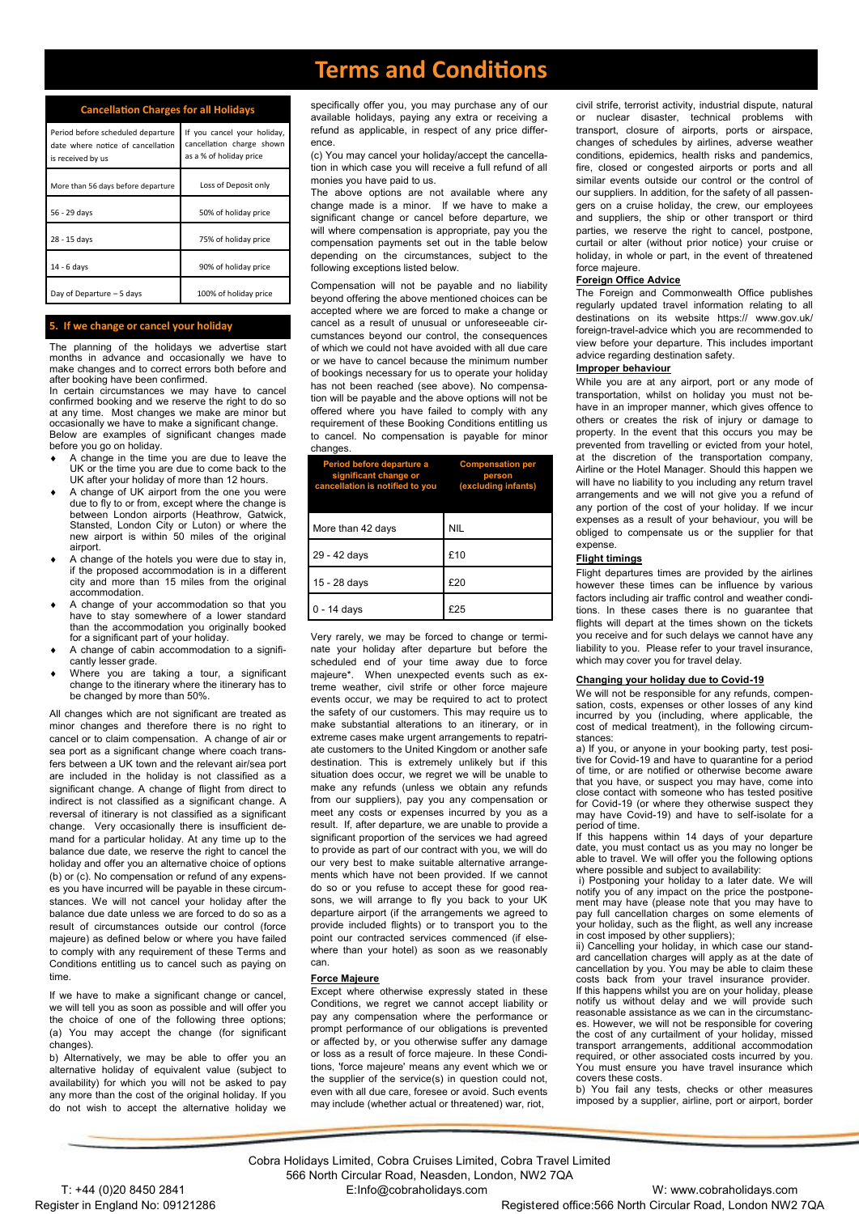# Terms and Conditions

## Cancellation Charges for all Holidays

| Period before scheduled departure date where notice of cancellation is received by us | If you cancel your holiday, cancellation charge shown as a % of holiday price |
|---|---|
| More than 56 days before departure | Loss of Deposit only |
| 56 - 29 days | 50% of holiday price |
| 28 - 15 days | 75% of holiday price |
| 14 - 6 days | 90% of holiday price |
| Day of Departure – 5 days | 100% of holiday price |

## 5. If we change or cancel your holiday

The planning of the holidays we advertise start months in advance and occasionally we have to make changes and to correct errors both before and after booking have been confirmed.

In certain circumstances we may have to cancel confirmed booking and we reserve the right to do so at any time. Most changes we make are minor but occasionally we have to make a significant change. Below are examples of significant changes made before you go on holiday.

- A change in the time you are due to leave the UK or the time you are due to come back to the UK after your holiday of more than 12 hours.
- A change of UK airport from the one you were due to fly to or from, except where the change is between London airports (Heathrow, Gatwick, Stansted, London City or Luton) or where the new airport is within 50 miles of the original airport.
- A change of the hotels you were due to stay in, if the proposed accommodation is in a different city and more than 15 miles from the original accommodation.
- A change of your accommodation so that you have to stay somewhere of a lower standard than the accommodation you originally booked for a significant part of your holiday.
- A change of cabin accommodation to a significantly lesser grade.
- Where you are taking a tour, a significant change to the itinerary where the itinerary has to be changed by more than 50%.

All changes which are not significant are treated as minor changes and therefore there is no right to cancel or to claim compensation. A change of air or sea port as a significant change where coach transfers between a UK town and the relevant air/sea port are included in the holiday is not classified as a significant change. A change of flight from direct to indirect is not classified as a significant change. A reversal of itinerary is not classified as a significant change. Very occasionally there is insufficient demand for a particular holiday. At any time up to the balance due date, we reserve the right to cancel the holiday and offer you an alternative choice of options (b) or (c). No compensation or refund of any expenses you have incurred will be payable in these circumstances. We will not cancel your holiday after the balance due date unless we are forced to do so as a result of circumstances outside our control (force majeure) as defined below or where you have failed to comply with any requirement of these Terms and Conditions entitling us to cancel such as paying on time.

If we have to make a significant change or cancel, we will tell you as soon as possible and will offer you the choice of one of the following three options;

(a) You may accept the change (for significant changes).

b) Alternatively, we may be able to offer you an alternative holiday of equivalent value (subject to availability) for which you will not be asked to pay any more than the cost of the original holiday. If you do not wish to accept the alternative holiday we specifically offer you, you may purchase any of our available holidays, paying any extra or receiving a refund as applicable, in respect of any price difference.

(c) You may cancel your holiday/accept the cancellation in which case you will receive a full refund of all monies you have paid to us.

The above options are not available where any change made is a minor. If we have to make a significant change or cancel before departure, we will where compensation is appropriate, pay you the compensation payments set out in the table below depending on the circumstances, subject to the following exceptions listed below.

Compensation will not be payable and no liability beyond offering the above mentioned choices can be accepted where we are forced to make a change or cancel as a result of unusual or unforeseeable circumstances beyond our control, the consequences of which we could not have avoided with all due care or we have to cancel because the minimum number of bookings necessary for us to operate your holiday has not been reached (see above). No compensation will be payable and the above options will not be offered where you have failed to comply with any requirement of these Booking Conditions entitling us to cancel. No compensation is payable for minor changes.

| Period before departure a significant change or cancellation is notified to you | Compensation per person (excluding infants) |
|---|---|
| More than 42 days | NIL |
| 29 - 42 days | £10 |
| 15 - 28 days | £20 |
| 0 - 14 days | £25 |

Very rarely, we may be forced to change or terminate your holiday after departure but before the scheduled end of your time away due to force majeure*. When unexpected events such as extreme weather, civil strife or other force majeure events occur, we may be required to act to protect the safety of our customers. This may require us to make substantial alterations to an itinerary, or in extreme cases make urgent arrangements to repatriate customers to the United Kingdom or another safe destination. This is extremely unlikely but if this situation does occur, we regret we will be unable to make any refunds (unless we obtain any refunds from our suppliers), pay you any compensation or meet any costs or expenses incurred by you as a result. If, after departure, we are unable to provide a significant proportion of the services we had agreed to provide as part of our contract with you, we will do our very best to make suitable alternative arrangements which have not been provided. If we cannot do so or you refuse to accept these for good reasons, we will arrange to fly you back to your UK departure airport (if the arrangements we agreed to provide included flights) or to transport you to the point our contracted services commenced (if elsewhere than your hotel) as soon as we reasonably can.

### Force Majeure

Except where otherwise expressly stated in these Conditions, we regret we cannot accept liability or pay any compensation where the performance or prompt performance of our obligations is prevented or affected by, or you otherwise suffer any damage or loss as a result of force majeure. In these Conditions, 'force majeure' means any event which we or the supplier of the service(s) in question could not, even with all due care, foresee or avoid. Such events may include (whether actual or threatened) war, riot, civil strife, terrorist activity, industrial dispute, natural or nuclear disaster, technical problems with transport, closure of airports, ports or airspace, changes of schedules by airlines, adverse weather conditions, epidemics, health risks and pandemics, fire, closed or congested airports or ports and all similar events outside our control or the control of our suppliers. In addition, for the safety of all passengers on a cruise holiday, the crew, our employees and suppliers, the ship or other transport or third parties, we reserve the right to cancel, postpone, curtail or alter (without prior notice) your cruise or holiday, in whole or part, in the event of threatened force majeure.

### Foreign Office Advice

The Foreign and Commonwealth Office publishes regularly updated travel information relating to all destinations on its website https:// www.gov.uk/ foreign-travel-advice which you are recommended to view before your departure. This includes important advice regarding destination safety.

### Improper behaviour

While you are at any airport, port or any mode of transportation, whilst on holiday you must not behave in an improper manner, which gives offence to others or creates the risk of injury or damage to property. In the event that this occurs you may be prevented from travelling or evicted from your hotel, at the discretion of the transportation company, Airline or the Hotel Manager. Should this happen we will have no liability to you including any return travel arrangements and we will not give you a refund of any portion of the cost of your holiday. If we incur expenses as a result of your behaviour, you will be obliged to compensate us or the supplier for that expense.

### Flight timings

Flight departures times are provided by the airlines however these times can be influence by various factors including air traffic control and weather conditions. In these cases there is no guarantee that flights will depart at the times shown on the tickets you receive and for such delays we cannot have any liability to you. Please refer to your travel insurance, which may cover you for travel delay.

### Changing your holiday due to Covid-19

We will not be responsible for any refunds, compensation, costs, expenses or other losses of any kind incurred by you (including, where applicable, the cost of medical treatment), in the following circumstances:

a) If you, or anyone in your booking party, test positive for Covid-19 and have to quarantine for a period of time, or are notified or otherwise become aware that you have, or suspect you may have, come into close contact with someone who has tested positive for Covid-19 (or where they otherwise suspect they may have Covid-19) and have to self-isolate for a period of time.

If this happens within 14 days of your departure date, you must contact us as you may no longer be able to travel. We will offer you the following options where possible and subject to availability:

i) Postponing your holiday to a later date. We will notify you of any impact on the price the postponement may have (please note that you may have to pay full cancellation charges on some elements of your holiday, such as the flight, as well any increase in cost imposed by other suppliers);

ii) Cancelling your holiday, in which case our standard cancellation charges will apply as at the date of cancellation by you. You may be able to claim these costs back from your travel insurance provider.

If this happens whilst you are on your holiday, please notify us without delay and we will provide such reasonable assistance as we can in the circumstances. However, we will not be responsible for covering the cost of any curtailment of your holiday, missed transport arrangements, additional accommodation required, or other associated costs incurred by you. You must ensure you have travel insurance which covers these costs.

b) You fail any tests, checks or other measures imposed by a supplier, airline, port or airport, border

Cobra Holidays Limited, Cobra Cruises Limited, Cobra Travel Limited
566 North Circular Road, Neasden, London, NW2 7QA
T: +44 (0)20 8450 2841 E:Info@cobraholidays.com W: www.cobraholidays.com
Register in England No: 09121286 Registered office:566 North Circular Road, London NW2 7QA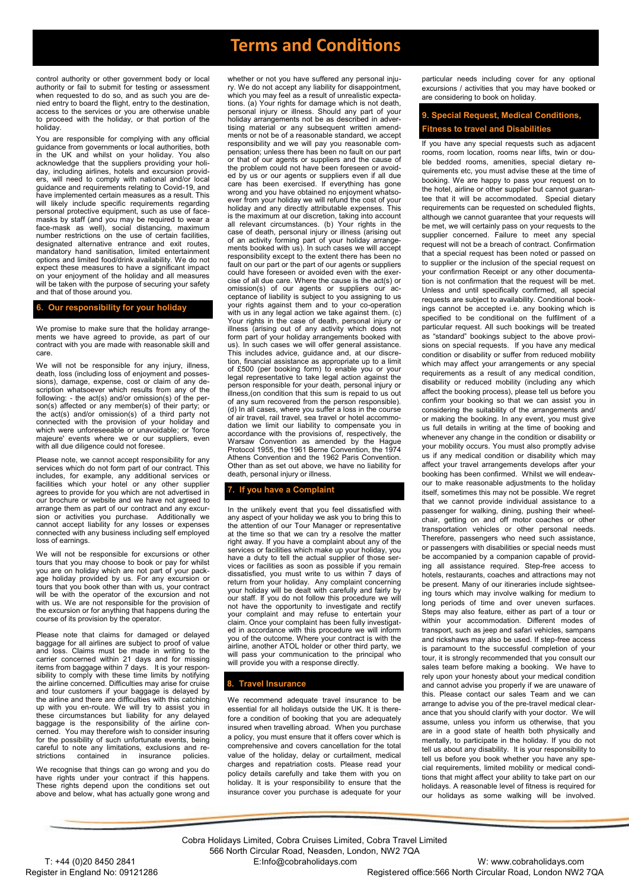# Terms and Conditions

control authority or other government body or local authority or fail to submit for testing or assessment when requested to do so, and as such you are denied entry to board the flight, entry to the destination, access to the services or you are otherwise unable to proceed with the holiday, or that portion of the holiday.

You are responsible for complying with any official guidance from governments or local authorities, both in the UK and whilst on your holiday. You also acknowledge that the suppliers providing your holiday, including airlines, hotels and excursion providers, will need to comply with national and/or local guidance and requirements relating to Covid-19, and have implemented certain measures as a result. This will likely include specific requirements regarding personal protective equipment, such as use of face-masks by staff (and you may be required to wear a face-mask as well), social distancing, maximum number restrictions on the use of certain facilities, designated alternative entrance and exit routes, mandatory hand sanitisation, limited entertainment options and limited food/drink availability. We do not expect these measures to have a significant impact on your enjoyment of the holiday and all measures will be taken with the purpose of securing your safety and that of those around you.

## 6. Our responsibility for your holiday

We promise to make sure that the holiday arrangements we have agreed to provide, as part of our contract with you are made with reasonable skill and care.

We will not be responsible for any injury, illness, death, loss (including loss of enjoyment and possessions), damage, expense, cost or claim of any description whatsoever which results from any of the following: - the act(s) and/or omission(s) of the person(s) affected or any member(s) of their party; or the act(s) and/or omission(s) of a third party not connected with the provision of your holiday and which were unforeseeable or unavoidable; or 'force majeure' events where we or our suppliers, even with all due diligence could not foresee.

Please note, we cannot accept responsibility for any services which do not form part of our contract. This includes, for example, any additional services or facilities which your hotel or any other supplier agrees to provide for you which are not advertised in our brochure or website and we have not agreed to arrange them as part of our contract and any excursion or activities you purchase. Additionally we cannot accept liability for any losses or expenses connected with any business including self employed loss of earnings.

We will not be responsible for excursions or other tours that you may choose to book or pay for whilst you are on holiday which are not part of your package holiday provided by us. For any excursion or tours that you book other than with us, your contract will be with the operator of the excursion and not with us. We are not responsible for the provision of the excursion or for anything that happens during the course of its provision by the operator.

Please note that claims for damaged or delayed baggage for all airlines are subject to proof of value and loss. Claims must be made in writing to the carrier concerned within 21 days and for missing items from baggage within 7 days. It is your responsibility to comply with these time limits by notifying the airline concerned. Difficulties may arise for cruise and tour customers if your baggage is delayed by the airline and there are difficulties with this catching up with you en-route. We will try to assist you in these circumstances but liability for any delayed baggage is the responsibility of the airline concerned. You may therefore wish to consider insuring for the possibility of such unfortunate events, being careful to note any limitations, exclusions and restrictions contained in insurance policies.

We recognise that things can go wrong and you do have rights under your contract if this happens. These rights depend upon the conditions set out above and below, what has actually gone wrong and whether or not you have suffered any personal injury. We do not accept any liability for disappointment, which you may feel as a result of unrealistic expectations. (a) Your rights for damage which is not death, personal injury or illness. Should any part of your holiday arrangements not be as described in advertising material or any subsequent written amendments or not be of a reasonable standard, we accept responsibility and we will pay you reasonable compensation; unless there has been no fault on our part or that of our agents or suppliers and the cause of the problem could not have been foreseen or avoided by us or our agents or suppliers even if all due care has been exercised. If everything has gone wrong and you have obtained no enjoyment whatsoever from your holiday we will refund the cost of your holiday and any directly attributable expenses. This is the maximum at our discretion, taking into account all relevant circumstances. (b) Your rights in the case of death, personal injury or illness (arising out of an activity forming part of your holiday arrangements booked with us). In such cases we will accept responsibility except to the extent there has been no fault on our part or the part of our agents or suppliers could have foreseen or avoided even with the exercise of all due care. Where the cause is the act(s) or omission(s) of our agents or suppliers our acceptance of liability is subject to you assigning to us your rights against them and to your co-operation with us in any legal action we take against them. (c) Your rights in the case of death, personal injury or illness (arising out of any activity which does not form part of your holiday arrangements booked with us). In such cases we will offer general assistance. This includes advice, guidance and, at our discretion, financial assistance as appropriate up to a limit of £500 (per booking form) to enable you or your legal representative to take legal action against the person responsible for your death, personal injury or illness,(on condition that this sum is repaid to us out of any sum recovered from the person responsible). (d) In all cases, where you suffer a loss in the course of air travel, rail travel, sea travel or hotel accommodation we limit our liability to compensate you in accordance with the provisions of, respectively, the Warsaw Convention as amended by the Hague Protocol 1955, the 1961 Berne Convention, the 1974 Athens Convention and the 1962 Paris Convention. Other than as set out above, we have no liability for death, personal injury or illness.

## 7. If you have a Complaint

In the unlikely event that you feel dissatisfied with any aspect of your holiday we ask you to bring this to the attention of our Tour Manager or representative at the time so that we can try a resolve the matter right away. If you have a complaint about any of the services or facilities which make up your holiday, you have a duty to tell the actual supplier of those services or facilities as soon as possible if you remain dissatisfied, you must write to us within 7 days of return from your holiday. Any complaint concerning your holiday will be dealt with carefully and fairly by our staff. If you do not follow this procedure we will not have the opportunity to investigate and rectify your complaint and may refuse to entertain your claim. Once your complaint has been fully investigated in accordance with this procedure we will inform you of the outcome. Where your contract is with the airline, another ATOL holder or other third party, we will pass your communication to the principal who will provide you with a response directly.

## 8. Travel Insurance

We recommend adequate travel insurance to be essential for all holidays outside the UK. It is therefore a condition of booking that you are adequately insured when travelling abroad. When you purchase a policy, you must ensure that it offers cover which is comprehensive and covers cancellation for the total value of the holiday, delay or curtailment, medical charges and repatriation costs. Please read your policy details carefully and take them with you on holiday. It is your responsibility to ensure that the insurance cover you purchase is adequate for your particular needs including cover for any optional excursions / activities that you may have booked or are considering to book on holiday.

## 9. Special Request, Medical Conditions, Fitness to travel and Disabilities

If you have any special requests such as adjacent rooms, room location, rooms near lifts, twin or double bedded rooms, amenities, special dietary requirements etc, you must advise these at the time of booking. We are happy to pass your request on to the hotel, airline or other supplier but cannot guarantee that it will be accommodated. Special dietary requirements can be requested on scheduled flights, although we cannot guarantee that your requests will be met, we will certainly pass on your requests to the supplier concerned. Failure to meet any special request will not be a breach of contract. Confirmation that a special request has been noted or passed on to supplier or the inclusion of the special request on your confirmation Receipt or any other documentation is not confirmation that the request will be met. Unless and until specifically confirmed, all special requests are subject to availability. Conditional bookings cannot be accepted i.e. any booking which is specified to be conditional on the fulfilment of a particular request. All such bookings will be treated as "standard" bookings subject to the above provisions on special requests. If you have any medical condition or disability or suffer from reduced mobility which may affect your arrangements or any special requirements as a result of any medical condition, disability or reduced mobility (including any which affect the booking process), please tell us before you confirm your booking so that we can assist you in considering the suitability of the arrangements and/or making the booking. In any event, you must give us full details in writing at the time of booking and whenever any change in the condition or disability or your mobility occurs. You must also promptly advise us if any medical condition or disability which may affect your travel arrangements develops after your booking has been confirmed. Whilst we will endeavour to make reasonable adjustments to the holiday itself, sometimes this may not be possible. We regret that we cannot provide individual assistance to a passenger for walking, dining, pushing their wheelchair, getting on and off motor coaches or other transportation vehicles or other personal needs. Therefore, passengers who need such assistance, or passengers with disabilities or special needs must be accompanied by a companion capable of providing all assistance required. Step-free access to hotels, restaurants, coaches and attractions may not be present. Many of our itineraries include sightseeing tours which may involve walking for medium to long periods of time and over uneven surfaces. Steps may also feature, either as part of a tour or within your accommodation. Different modes of transport, such as jeep and safari vehicles, sampans and rickshaws may also be used. If step-free access is paramount to the successful completion of your tour, it is strongly recommended that you consult our sales team before making a booking. We have to rely upon your honesty about your medical condition and cannot advise you properly if we are unaware of this. Please contact our sales Team and we can arrange to advise you of the pre-travel medical clearance that you should clarify with your doctor. We will assume, unless you inform us otherwise, that you are in a good state of health both physically and mentally, to participate in the holiday. If you do not tell us about any disability. It is your responsibility to tell us before you book whether you have any special requirements, limited mobility or medical conditions that might affect your ability to take part on our holidays. A reasonable level of fitness is required for our holidays as some walking will be involved.

Cobra Holidays Limited, Cobra Cruises Limited, Cobra Travel Limited
566 North Circular Road, Neasden, London, NW2 7QA
T: +44 (0)20 8450 2841 E:Info@cobraholidays.com W: www.cobraholidays.com
Register in England No: 09121266 Registered office:566 North Circular Road, London NW2 7QA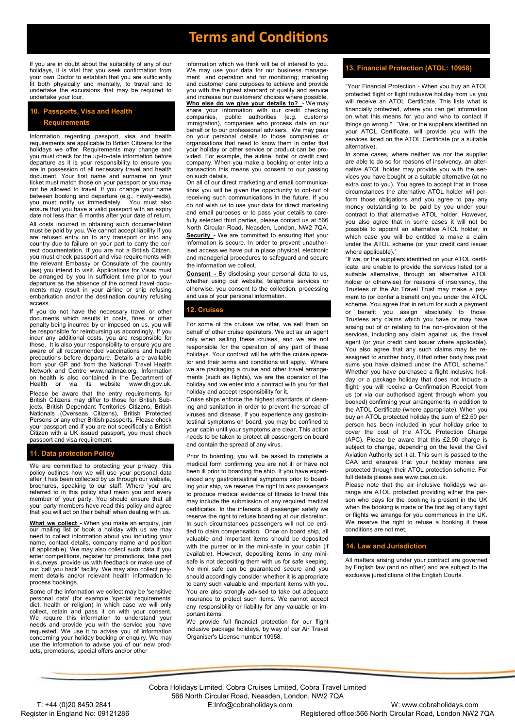# Terms and Conditions

If you are in doubt about the suitability of any of our holidays, it is vital that you seek confirmation from your own Doctor to establish that you are sufficiently fit both physically and mentally, to travel and to undertake the excursions that may be required to undertake your tour.

## 10. Passports, Visa and Health Requirements

Information regarding passport, visa and health requirements are applicable to British Citizens for the holidays we offer. Requirements may change and you must check for the up-to-date information before departure as it is your responsibility to ensure you are in possession of all necessary travel and health document. Your first name and surname on your ticket must match those on your passport or you may not be allowed to travel. If you change your name between booking and departure (e.g., newly-weds), you must notify us immediately. You must also ensure that you have a valid passport with an expiry date not less than 6 months after your date of return.

All costs incurred in obtaining such documentation must be paid by you. We cannot accept liability if you are refused entry on to any transport or into any country due to failure on your part to carry the correct documentation. If you are not a British Citizen, you must check passport and visa requirements with the relevant Embassy or Consulate of the country (ies) you intend to visit. Applications for Visas must be arranged by you in sufficient time prior to your departure as the absence of the correct travel documents may result in your airline or ship refusing embarkation and/or the destination country refusing access.

If you do not have the necessary travel or other documents which results in costs, fines or other penalty being incurred by or imposed on us, you will be responsible for reimbursing us accordingly. If you incur any additional costs, you are responsible for these. It is also your responsibility to ensure you are aware of all recommended vaccinations and health precautions before departure. Details are available from your GP and from the National Travel Health Network and Centre www.nathnac.org. Information on health is also contained in the Department of Health or via its website www.dh.gov.uk.

Please be aware that the entry requirements for British Citizens may differ to those for British Subjects, British Dependant Territories Citizens, British Nationals (Overseas Citizens), British Protected Persons or any other British passports. Please check your passport and if you are not specifically a British Citizen with a UK issued passport, you must check passport and visa requirement.

## 11. Data protection Policy

We are committed to protecting your privacy, this policy outlines how we will use your personal data after it has been collected by us through our website, brochures, speaking to our staff. Where 'you' are referred to in this policy shall mean you and every member of your party. You should ensure that all your party members have read this policy and agree that you will act on their behalf when dealing with us.

**What we collect -** When you make an enquiry, join our mailing list or book a holiday with us we may need to collect information about you including your name, contact details, company name and position (if applicable). We may also collect such data if you enter competitions, register for promotions, take part in surveys, provide us with feedback or make use of our 'call you back' facility. We may also collect payment details and/or relevant health information to process bookings.

Some of the information we collect may be 'sensitive personal data' (for example 'special requirements' diet, health or religion) in which case we will only collect, retain and pass it on with your consent. We require this information to understand your needs and provide you with the service you have requested. We use it to advise you of information concerning your holiday booking or enquiry. We may use the information to advise you of our new products, promotions, special offers and/or other information which we think will be of interest to you. We may use your data for our business management and operation and for monitoring; marketing and customer care purposes to achieve and provide you with the highest standard of quality and service and increase our customers' choices where possible.

**Who else do we give your details to? -** We may share your information with our credit checking companies, public authorities (e.g. customs/ immigration), companies who process data on our behalf or to our professional advisers. We may pass on your personal details to those companies or organisations that need to know them in order that your holiday or other service or product can be provided. For example, the airline, hotel or credit card company. When you make a booking or enter into a transaction this means you consent to our passing on such details.

On all of our direct marketing and email communications you will be given the opportunity to opt-out of receiving such communications in the future. If you do not wish us to use your data for direct marketing and email purposes or to pass your details to carefully selected third parties, please contact us at 566 North Circular Road, Neasden, London, NW2 7QA.

**Security -** We are committed to ensuring that your information is secure. In order to prevent unauthorised access we have put in place physical, electronic and managerial procedures to safeguard and secure the information we collect.

**Consent -** By disclosing your personal data to us, whether using our website, telephone services or otherwise, you consent to the collection, processing and use of your personal information.

## 12. Cruises

For some of the cruises we offer, we sell them on behalf of other cruise operators. We act as an agent only when selling these cruises, and we are not responsible for the operation of any part of these holidays. Your contract will be with the cruise operator and their terms and conditions will apply. Where we are packaging a cruise and other travel arrangements (such as flights), we are the operator of the holiday and we enter into a contract with you for that holiday and accept responsibility for it.

Cruise ships enforce the highest standards of cleaning and sanitation in order to prevent the spread of viruses and disease. If you experience any gastrointestinal symptoms on board, you may be confined to your cabin until your symptoms are clear. This action needs to be taken to protect all passengers on board and contain the spread of any virus.

Prior to boarding, you will be asked to complete a medical form confirming you are not ill or have not been ill prior to boarding the ship. If you have experienced any gastrointestinal symptoms prior to boarding your ship, we reserve the right to ask passengers to produce medical evidence of fitness to travel this may include the submission of any required medical certificates. In the interests of passenger safety we reserve the right to refuse boarding at our discretion. In such circumstances passengers will not be entitled to claim compensation. Once on board ship, all valuable and important items should be deposited with the purser or in the mini-safe in your cabin (if available). However, depositing items in any mini-safe is not depositing them with us for safe keeping. No mini safe can be guaranteed secure and you should accordingly consider whether it is appropriate to carry such valuable and important items with you. You are also strongly advised to take out adequate insurance to protect such items. We cannot accept any responsibility or liability for any valuable or important items.

We provide full financial protection for our flight inclusive package holidays, by way of our Air Travel Organiser's License number 10958.

## 13. Financial Protection (ATOL: 10958)

"Your Financial Protection - When you buy an ATOL protected flight or flight inclusive holiday from us you will receive an ATOL Certificate. This lists what is financially protected, where you can get information on what this means for you and who to contact if things go wrong." "We, or the suppliers identified on your ATOL Certificate, will provide you with the services listed on the ATOL Certificate (or a suitable alternative).

In some cases, where neither we nor the supplier are able to do so for reasons of insolvency, an alternative ATOL holder may provide you with the services you have bought or a suitable alternative (at no extra cost to you). You agree to accept that in those circumstances the alternative ATOL holder will perform those obligations and you agree to pay any money outstanding to be paid by you under your contract to that alternative ATOL holder. However, you also agree that in some cases it will not be possible to appoint an alternative ATOL holder, in which case you will be entitled to make a claim under the ATOL scheme (or your credit card issuer where applicable)."

"If we, or the suppliers identified on your ATOL certificate, are unable to provide the services listed (or a suitable alternative, through an alternative ATOL holder or otherwise) for reasons of insolvency, the Trustees of the Air Travel Trust may make a payment to (or confer a benefit on) you under the ATOL scheme. You agree that in return for such a payment or benefit you assign absolutely to those Trustees any claims which you have or may have arising out of or relating to the non-provision of the services, including any claim against us, the travel agent (or your credit card issuer where applicable). You also agree that any such claims may be re-assigned to another body, if that other body has paid sums you have claimed under the ATOL scheme."

Whether you have purchased a flight inclusive holiday or a package holiday that does not include a flight, you will receive a Confirmation Receipt from us (or via our authorised agent through whom you booked) confirming your arrangements in addition to the ATOL Certificate (where appropriate). When you buy an ATOL protected holiday the sum of £2.50 per person has been included in your holiday price to cover the cost of the ATOL Protection Charge (APC). Please be aware that this £2.50 charge is subject to change, depending on the level the Civil Aviation Authority set it at. This sum is passed to the CAA and ensures that your holiday monies are protected through their ATOL protection scheme. For full details please see www.caa.co.uk.

Please note that the air inclusive holidays we arrange are ATOL protected providing either the person who pays for the booking is present in the UK when the booking is made or the first leg of any flight or flights we arrange for you commences in the UK. We reserve the right to refuse a booking if these conditions are not met.

## 14. Law and Jurisdiction

All matters arising under your contract are governed by English law (and no other) and are subject to the exclusive jurisdictions of the English Courts.

Cobra Holidays Limited, Cobra Cruises Limited, Cobra Travel Limited
566 North Circular Road, Neasden, London, NW2 7QA
T: +44 (0)20 8450 2841 E:Info@cobraholidays.com W: www.cobraholidays.com
Register in England No: 09121286 Registered office:566 North Circular Road, London NW2 7QA